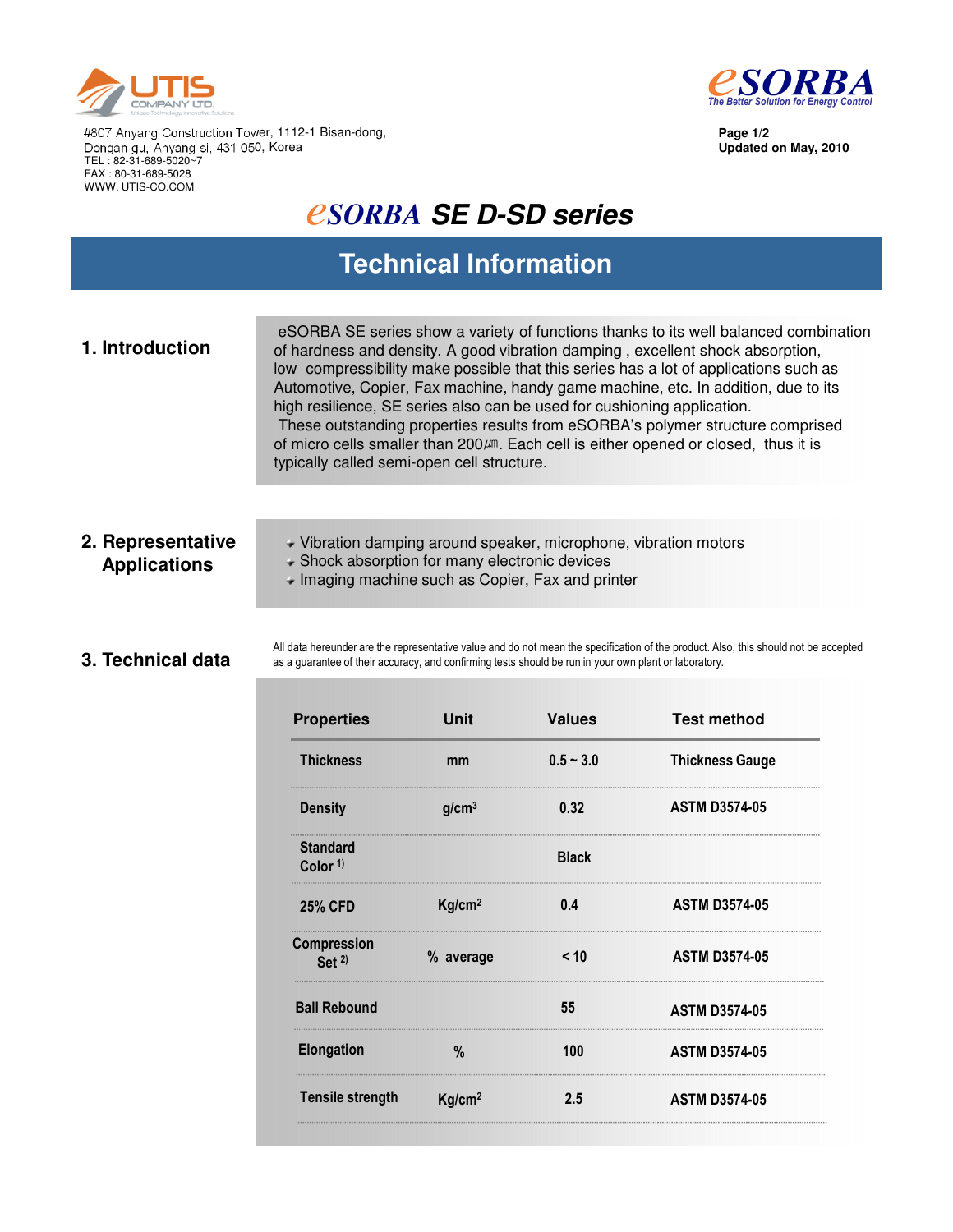UTIS COMPANY LTD.

#807 Anyang Construction Tower, 1112-1 Bisan-dong,
Dongan-gu, Anyang-si, 431-050, Korea
TEL : 82-31-689-5020~7
FAX : 80-31-689-5028
WWW. UTIS-CO.COM

eSORBA
The Better Solution for Energy Control

Page 1/2
Updated on May, 2010

# eSORBA SE D-SD series

## Technical Information

### 1. Introduction

eSORBA SE series show a variety of functions thanks to its well balanced combination of hardness and density. A good vibration damping , excellent shock absorption, low compressibility make possible that this series has a lot of applications such as Automotive, Copier, Fax machine, handy game machine, etc. In addition, due to its high resilience, SE series also can be used for cushioning application.

These outstanding properties results from eSORBA's polymer structure comprised of micro cells smaller than 200㎛. Each cell is either opened or closed, thus it is typically called semi-open cell structure.

### 2. Representative Applications

- Vibration damping around speaker, microphone, vibration motors
- Shock absorption for many electronic devices
- Imaging machine such as Copier, Fax and printer

### 3. Technical data

All data hereunder are the representative value and do not mean the specification of the product. Also, this should not be accepted as a guarantee of their accuracy, and confirming tests should be run in your own plant or laboratory.

| Properties | Unit | Values | Test method |
|---|---|---|---|
| Thickness | mm | 0.5 ~ 3.0 | Thickness Gauge |
| Density | g/cm³ | 0.32 | ASTM D3574-05 |
| Standard Color [1] | | Black | |
| 25% CFD | Kg/cm² | 0.4 | ASTM D3574-05 |
| Compression Set [2] | % average | < 10 | ASTM D3574-05 |
| Ball Rebound | | 55 | ASTM D3574-05 |
| Elongation | % | 100 | ASTM D3574-05 |
| Tensile strength | Kg/cm² | 2.5 | ASTM D3574-05 |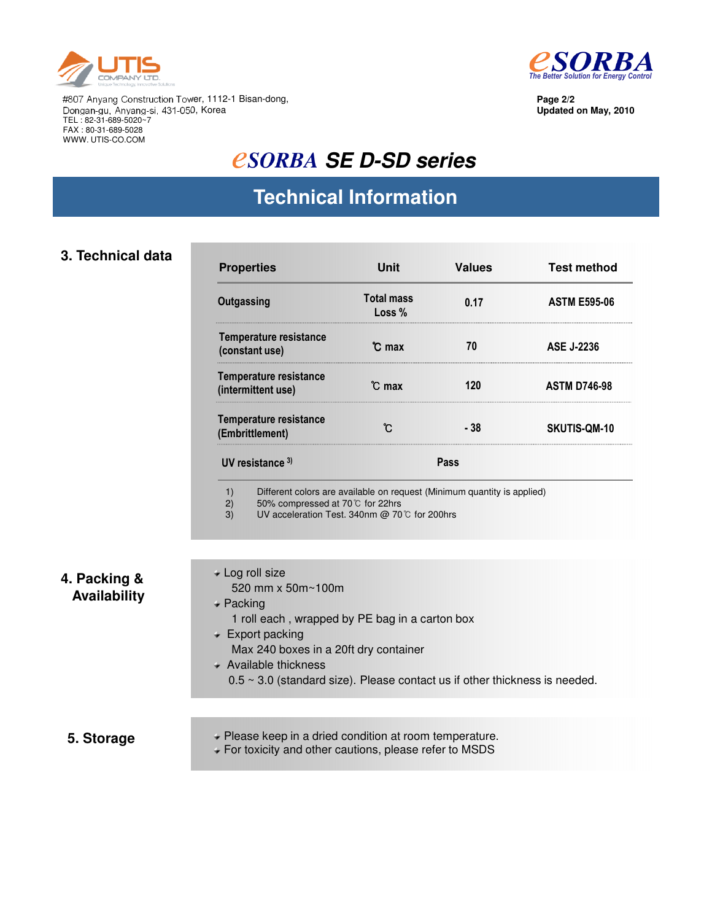UTIS COMPANY LTD.

#807 Anyang Construction Tower, 1112-1 Bisan-dong,
Dongan-gu, Anyang-si, 431-050, Korea
TEL : 82-31-689-5020~7
FAX : 80-31-689-5028
WWW. UTIS-CO.COM

eSORBA
The Better Solution for Energy Control

**Page 2/2**
**Updated on May, 2010**

# eSORBA SE D-SD series

## Technical Information

### 3. Technical data

| Properties | Unit | Values | Test method |
|---|---|---|---|
| Outgassing | Total mass Loss % | 0.17 | ASTM E595-06 |
| Temperature resistance (constant use) | ℃ max | 70 | ASE J-2236 |
| Temperature resistance (intermittent use) | ℃ max | 120 | ASTM D746-98 |
| Temperature resistance (Embrittlement) | ℃ | - 38 | SKUTIS-QM-10 |
| UV resistance [3] | | Pass | |

1) Different colors are available on request (Minimum quantity is applied)
2) 50% compressed at 70℃ for 22hrs
3) UV acceleration Test. 340nm @ 70℃ for 200hrs

### 4. Packing & Availability

- Log roll size
  520 mm x 50m~100m
- Packing
  1 roll each , wrapped by PE bag in a carton box
- Export packing
  Max 240 boxes in a 20ft dry container
- Available thickness
  0.5 ~ 3.0 (standard size). Please contact us if other thickness is needed.

### 5. Storage

- Please keep in a dried condition at room temperature.
- For toxicity and other cautions, please refer to MSDS